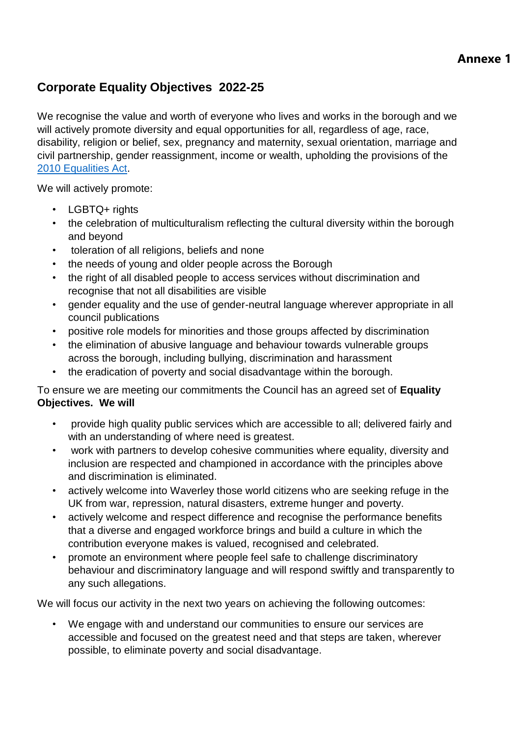**Annexe 1**

# Corporate Equality Objectives 2022-25

We recognise the value and worth of everyone who lives and works in the borough and we will actively promote diversity and equal opportunities for all, regardless of age, race, disability, religion or belief, sex, pregnancy and maternity, sexual orientation, marriage and civil partnership, gender reassignment, income or wealth, upholding the provisions of the [2010 Equalities Act](#).

We will actively promote:

- LGBTQ+ rights
- the celebration of multiculturalism reflecting the cultural diversity within the borough and beyond
- toleration of all religions, beliefs and none
- the needs of young and older people across the Borough
- the right of all disabled people to access services without discrimination and recognise that not all disabilities are visible
- gender equality and the use of gender-neutral language wherever appropriate in all council publications
- positive role models for minorities and those groups affected by discrimination
- the elimination of abusive language and behaviour towards vulnerable groups across the borough, including bullying, discrimination and harassment
- the eradication of poverty and social disadvantage within the borough.

To ensure we are meeting our commitments the Council has an agreed set of **Equality Objectives. We will**

- provide high quality public services which are accessible to all; delivered fairly and with an understanding of where need is greatest.
- work with partners to develop cohesive communities where equality, diversity and inclusion are respected and championed in accordance with the principles above and discrimination is eliminated.
- actively welcome into Waverley those world citizens who are seeking refuge in the UK from war, repression, natural disasters, extreme hunger and poverty.
- actively welcome and respect difference and recognise the performance benefits that a diverse and engaged workforce brings and build a culture in which the contribution everyone makes is valued, recognised and celebrated.
- promote an environment where people feel safe to challenge discriminatory behaviour and discriminatory language and will respond swiftly and transparently to any such allegations.

We will focus our activity in the next two years on achieving the following outcomes:

- We engage with and understand our communities to ensure our services are accessible and focused on the greatest need and that steps are taken, wherever possible, to eliminate poverty and social disadvantage.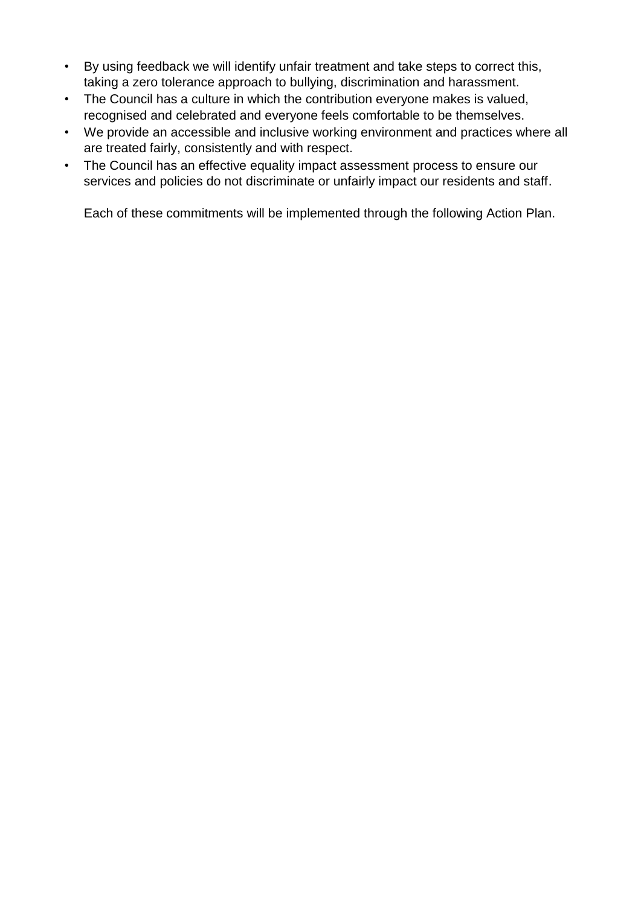- By using feedback we will identify unfair treatment and take steps to correct this, taking a zero tolerance approach to bullying, discrimination and harassment.
- The Council has a culture in which the contribution everyone makes is valued, recognised and celebrated and everyone feels comfortable to be themselves.
- We provide an accessible and inclusive working environment and practices where all are treated fairly, consistently and with respect.
- The Council has an effective equality impact assessment process to ensure our services and policies do not discriminate or unfairly impact our residents and staff.

Each of these commitments will be implemented through the following Action Plan.